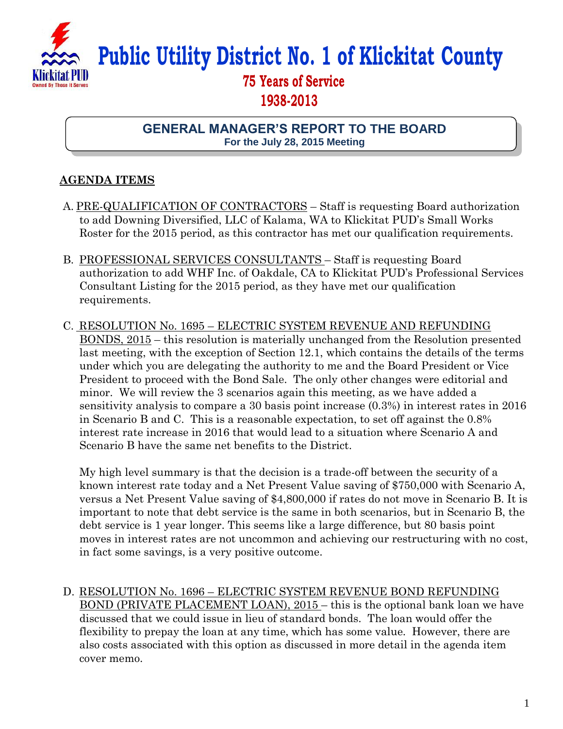# Public Utility District No. 1 of Klickitat County

**75 Years of Service**
**1938-2013**

## GENERAL MANAGER'S REPORT TO THE BOARD

**For the July 28, 2015 Meeting**

### AGENDA ITEMS

A. PRE-QUALIFICATION OF CONTRACTORS – Staff is requesting Board authorization to add Downing Diversified, LLC of Kalama, WA to Klickitat PUD's Small Works Roster for the 2015 period, as this contractor has met our qualification requirements.

B. PROFESSIONAL SERVICES CONSULTANTS – Staff is requesting Board authorization to add WHF Inc. of Oakdale, CA to Klickitat PUD's Professional Services Consultant Listing for the 2015 period, as they have met our qualification requirements.

C. RESOLUTION No. 1695 – ELECTRIC SYSTEM REVENUE AND REFUNDING BONDS, 2015 – this resolution is materially unchanged from the Resolution presented last meeting, with the exception of Section 12.1, which contains the details of the terms under which you are delegating the authority to me and the Board President or Vice President to proceed with the Bond Sale. The only other changes were editorial and minor. We will review the 3 scenarios again this meeting, as we have added a sensitivity analysis to compare a 30 basis point increase (0.3%) in interest rates in 2016 in Scenario B and C. This is a reasonable expectation, to set off against the 0.8% interest rate increase in 2016 that would lead to a situation where Scenario A and Scenario B have the same net benefits to the District.

   My high level summary is that the decision is a trade-off between the security of a known interest rate today and a Net Present Value saving of $750,000 with Scenario A, versus a Net Present Value saving of $4,800,000 if rates do not move in Scenario B. It is important to note that debt service is the same in both scenarios, but in Scenario B, the debt service is 1 year longer. This seems like a large difference, but 80 basis point moves in interest rates are not uncommon and achieving our restructuring with no cost, in fact some savings, is a very positive outcome.

D. RESOLUTION No. 1696 – ELECTRIC SYSTEM REVENUE BOND REFUNDING BOND (PRIVATE PLACEMENT LOAN), 2015 – this is the optional bank loan we have discussed that we could issue in lieu of standard bonds. The loan would offer the flexibility to prepay the loan at any time, which has some value. However, there are also costs associated with this option as discussed in more detail in the agenda item cover memo.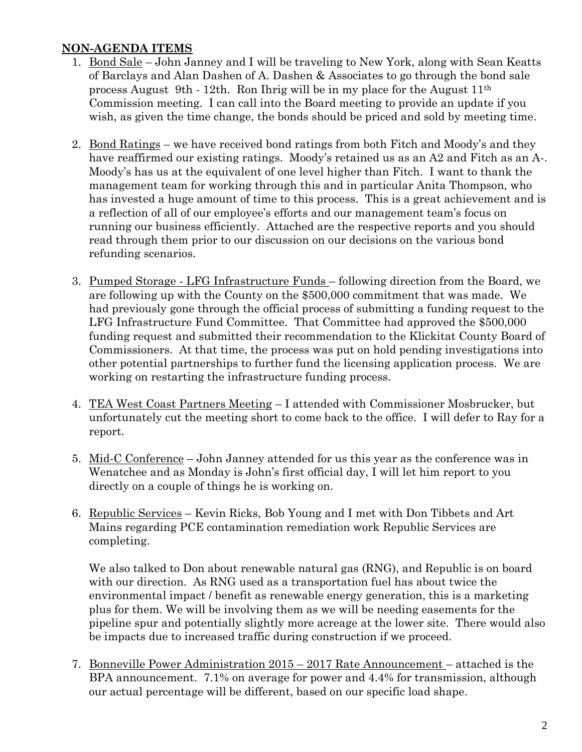## NON-AGENDA ITEMS

1. Bond Sale – John Janney and I will be traveling to New York, along with Sean Keatts of Barclays and Alan Dashen of A. Dashen & Associates to go through the bond sale process August 9th - 12th. Ron Ihrig will be in my place for the August 11th Commission meeting. I can call into the Board meeting to provide an update if you wish, as given the time change, the bonds should be priced and sold by meeting time.

2. Bond Ratings – we have received bond ratings from both Fitch and Moody's and they have reaffirmed our existing ratings. Moody's retained us as an A2 and Fitch as an A-. Moody's has us at the equivalent of one level higher than Fitch. I want to thank the management team for working through this and in particular Anita Thompson, who has invested a huge amount of time to this process. This is a great achievement and is a reflection of all of our employee's efforts and our management team's focus on running our business efficiently. Attached are the respective reports and you should read through them prior to our discussion on our decisions on the various bond refunding scenarios.

3. Pumped Storage - LFG Infrastructure Funds – following direction from the Board, we are following up with the County on the $500,000 commitment that was made. We had previously gone through the official process of submitting a funding request to the LFG Infrastructure Fund Committee. That Committee had approved the $500,000 funding request and submitted their recommendation to the Klickitat County Board of Commissioners. At that time, the process was put on hold pending investigations into other potential partnerships to further fund the licensing application process. We are working on restarting the infrastructure funding process.

4. TEA West Coast Partners Meeting – I attended with Commissioner Mosbrucker, but unfortunately cut the meeting short to come back to the office. I will defer to Ray for a report.

5. Mid-C Conference – John Janney attended for us this year as the conference was in Wenatchee and as Monday is John's first official day, I will let him report to you directly on a couple of things he is working on.

6. Republic Services – Kevin Ricks, Bob Young and I met with Don Tibbets and Art Mains regarding PCE contamination remediation work Republic Services are completing.

   We also talked to Don about renewable natural gas (RNG), and Republic is on board with our direction. As RNG used as a transportation fuel has about twice the environmental impact / benefit as renewable energy generation, this is a marketing plus for them. We will be involving them as we will be needing easements for the pipeline spur and potentially slightly more acreage at the lower site. There would also be impacts due to increased traffic during construction if we proceed.

7. Bonneville Power Administration 2015 – 2017 Rate Announcement – attached is the BPA announcement. 7.1% on average for power and 4.4% for transmission, although our actual percentage will be different, based on our specific load shape.